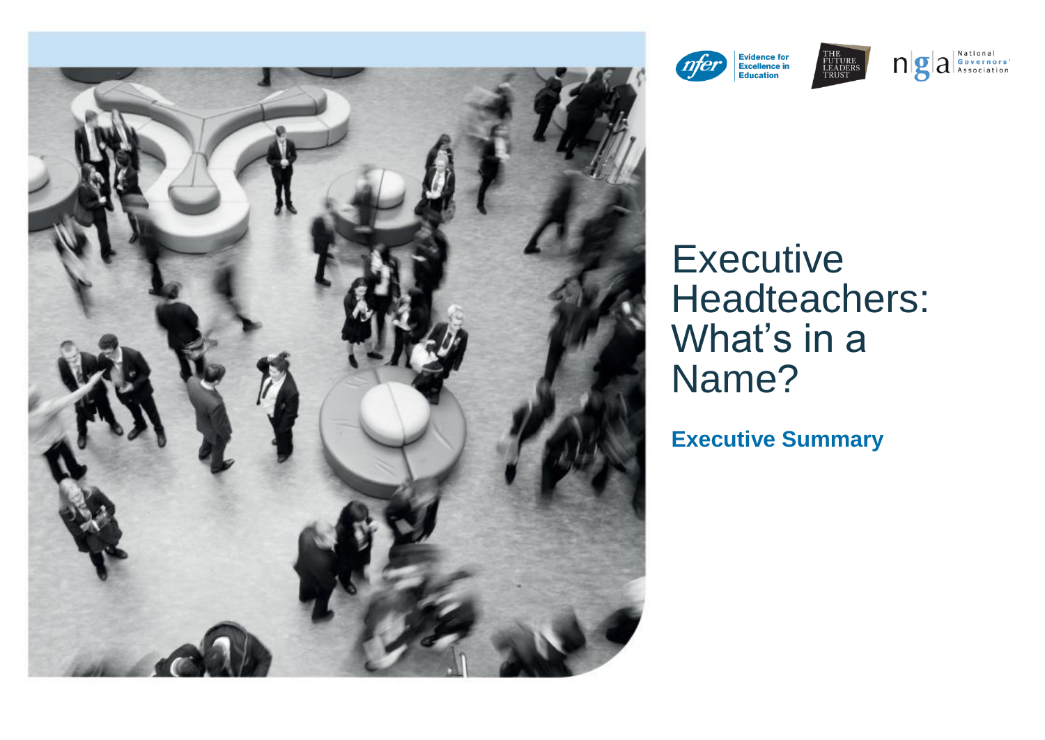# Executive Headteachers: What's in a Name?

## Executive Summary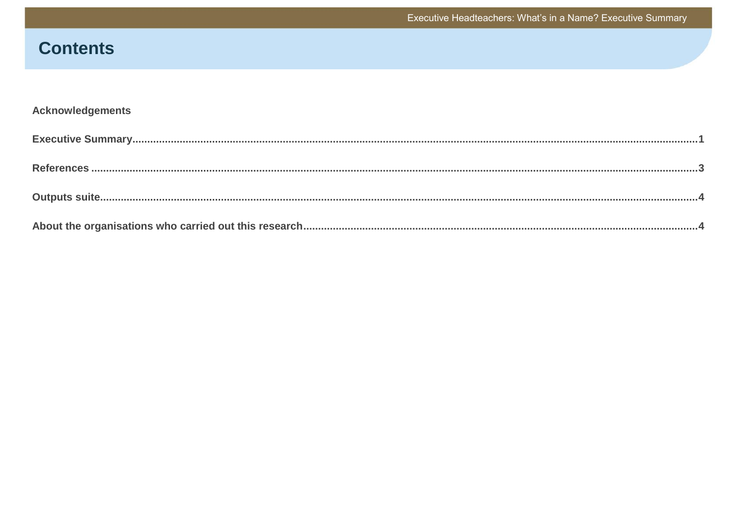# Contents

**Acknowledgements**

**Executive Summary** .......... 1

**References** .......... 3

**Outputs suite** .......... 4

**About the organisations who carried out this research** .......... 4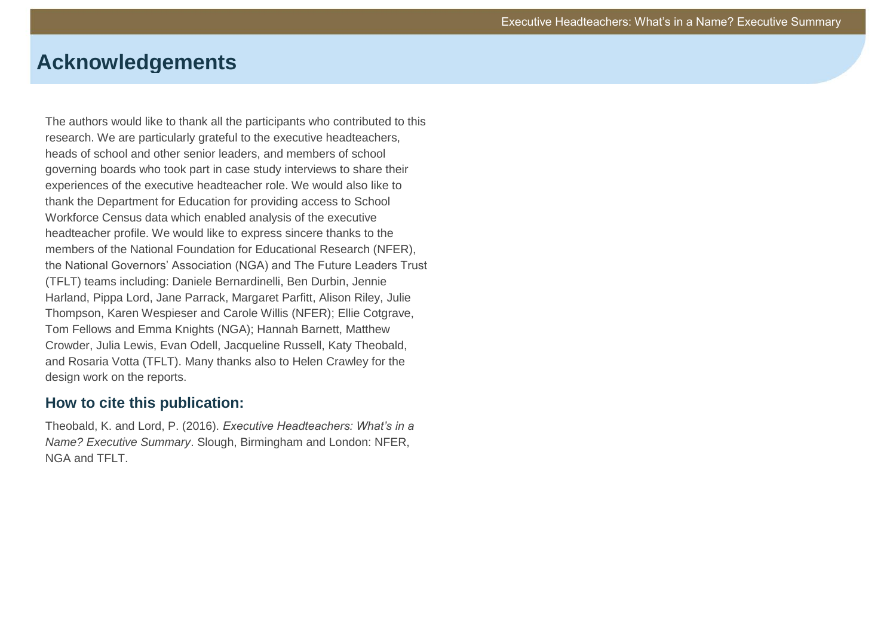# Acknowledgements

The authors would like to thank all the participants who contributed to this research. We are particularly grateful to the executive headteachers, heads of school and other senior leaders, and members of school governing boards who took part in case study interviews to share their experiences of the executive headteacher role. We would also like to thank the Department for Education for providing access to School Workforce Census data which enabled analysis of the executive headteacher profile. We would like to express sincere thanks to the members of the National Foundation for Educational Research (NFER), the National Governors' Association (NGA) and The Future Leaders Trust (TFLT) teams including: Daniele Bernardinelli, Ben Durbin, Jennie Harland, Pippa Lord, Jane Parrack, Margaret Parfitt, Alison Riley, Julie Thompson, Karen Wespieser and Carole Willis (NFER); Ellie Cotgrave, Tom Fellows and Emma Knights (NGA); Hannah Barnett, Matthew Crowder, Julia Lewis, Evan Odell, Jacqueline Russell, Katy Theobald, and Rosaria Votta (TFLT). Many thanks also to Helen Crawley for the design work on the reports.

## How to cite this publication:

Theobald, K. and Lord, P. (2016). *Executive Headteachers: What's in a Name? Executive Summary*. Slough, Birmingham and London: NFER, NGA and TFLT.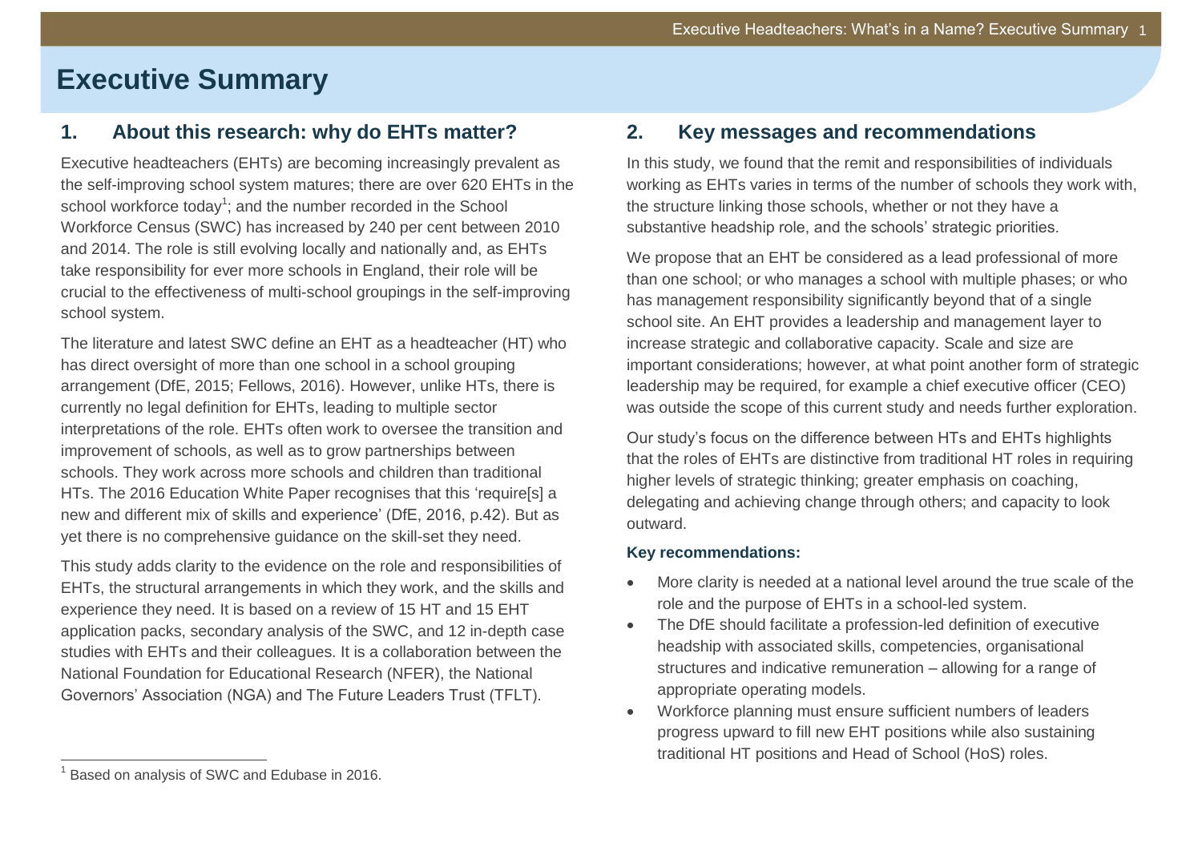# Executive Summary

## 1. About this research: why do EHTs matter?

Executive headteachers (EHTs) are becoming increasingly prevalent as the self-improving school system matures; there are over 620 EHTs in the school workforce today[1]; and the number recorded in the School Workforce Census (SWC) has increased by 240 per cent between 2010 and 2014. The role is still evolving locally and nationally and, as EHTs take responsibility for ever more schools in England, their role will be crucial to the effectiveness of multi-school groupings in the self-improving school system.

The literature and latest SWC define an EHT as a headteacher (HT) who has direct oversight of more than one school in a school grouping arrangement (DfE, 2015; Fellows, 2016). However, unlike HTs, there is currently no legal definition for EHTs, leading to multiple sector interpretations of the role. EHTs often work to oversee the transition and improvement of schools, as well as to grow partnerships between schools. They work across more schools and children than traditional HTs. The 2016 Education White Paper recognises that this 'require[s] a new and different mix of skills and experience' (DfE, 2016, p.42). But as yet there is no comprehensive guidance on the skill-set they need.

This study adds clarity to the evidence on the role and responsibilities of EHTs, the structural arrangements in which they work, and the skills and experience they need. It is based on a review of 15 HT and 15 EHT application packs, secondary analysis of the SWC, and 12 in-depth case studies with EHTs and their colleagues. It is a collaboration between the National Foundation for Educational Research (NFER), the National Governors' Association (NGA) and The Future Leaders Trust (TFLT).

[1] Based on analysis of SWC and Edubase in 2016.

## 2. Key messages and recommendations

In this study, we found that the remit and responsibilities of individuals working as EHTs varies in terms of the number of schools they work with, the structure linking those schools, whether or not they have a substantive headship role, and the schools' strategic priorities.

We propose that an EHT be considered as a lead professional of more than one school; or who manages a school with multiple phases; or who has management responsibility significantly beyond that of a single school site. An EHT provides a leadership and management layer to increase strategic and collaborative capacity. Scale and size are important considerations; however, at what point another form of strategic leadership may be required, for example a chief executive officer (CEO) was outside the scope of this current study and needs further exploration.

Our study's focus on the difference between HTs and EHTs highlights that the roles of EHTs are distinctive from traditional HT roles in requiring higher levels of strategic thinking; greater emphasis on coaching, delegating and achieving change through others; and capacity to look outward.

**Key recommendations:**

- More clarity is needed at a national level around the true scale of the role and the purpose of EHTs in a school-led system.
- The DfE should facilitate a profession-led definition of executive headship with associated skills, competencies, organisational structures and indicative remuneration – allowing for a range of appropriate operating models.
- Workforce planning must ensure sufficient numbers of leaders progress upward to fill new EHT positions while also sustaining traditional HT positions and Head of School (HoS) roles.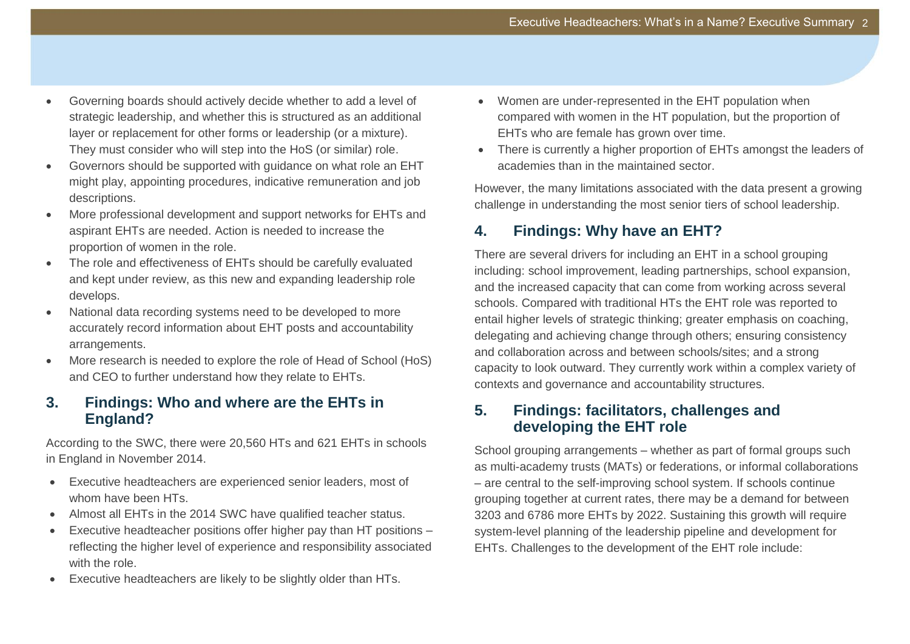- Governing boards should actively decide whether to add a level of strategic leadership, and whether this is structured as an additional layer or replacement for other forms or leadership (or a mixture). They must consider who will step into the HoS (or similar) role.
- Governors should be supported with guidance on what role an EHT might play, appointing procedures, indicative remuneration and job descriptions.
- More professional development and support networks for EHTs and aspirant EHTs are needed. Action is needed to increase the proportion of women in the role.
- The role and effectiveness of EHTs should be carefully evaluated and kept under review, as this new and expanding leadership role develops.
- National data recording systems need to be developed to more accurately record information about EHT posts and accountability arrangements.
- More research is needed to explore the role of Head of School (HoS) and CEO to further understand how they relate to EHTs.

## 3. Findings: Who and where are the EHTs in England?

According to the SWC, there were 20,560 HTs and 621 EHTs in schools in England in November 2014.

- Executive headteachers are experienced senior leaders, most of whom have been HTs.
- Almost all EHTs in the 2014 SWC have qualified teacher status.
- Executive headteacher positions offer higher pay than HT positions – reflecting the higher level of experience and responsibility associated with the role.
- Executive headteachers are likely to be slightly older than HTs.
- Women are under-represented in the EHT population when compared with women in the HT population, but the proportion of EHTs who are female has grown over time.
- There is currently a higher proportion of EHTs amongst the leaders of academies than in the maintained sector.

However, the many limitations associated with the data present a growing challenge in understanding the most senior tiers of school leadership.

## 4. Findings: Why have an EHT?

There are several drivers for including an EHT in a school grouping including: school improvement, leading partnerships, school expansion, and the increased capacity that can come from working across several schools. Compared with traditional HTs the EHT role was reported to entail higher levels of strategic thinking; greater emphasis on coaching, delegating and achieving change through others; ensuring consistency and collaboration across and between schools/sites; and a strong capacity to look outward. They currently work within a complex variety of contexts and governance and accountability structures.

## 5. Findings: facilitators, challenges and developing the EHT role

School grouping arrangements – whether as part of formal groups such as multi-academy trusts (MATs) or federations, or informal collaborations – are central to the self-improving school system. If schools continue grouping together at current rates, there may be a demand for between 3203 and 6786 more EHTs by 2022. Sustaining this growth will require system-level planning of the leadership pipeline and development for EHTs. Challenges to the development of the EHT role include: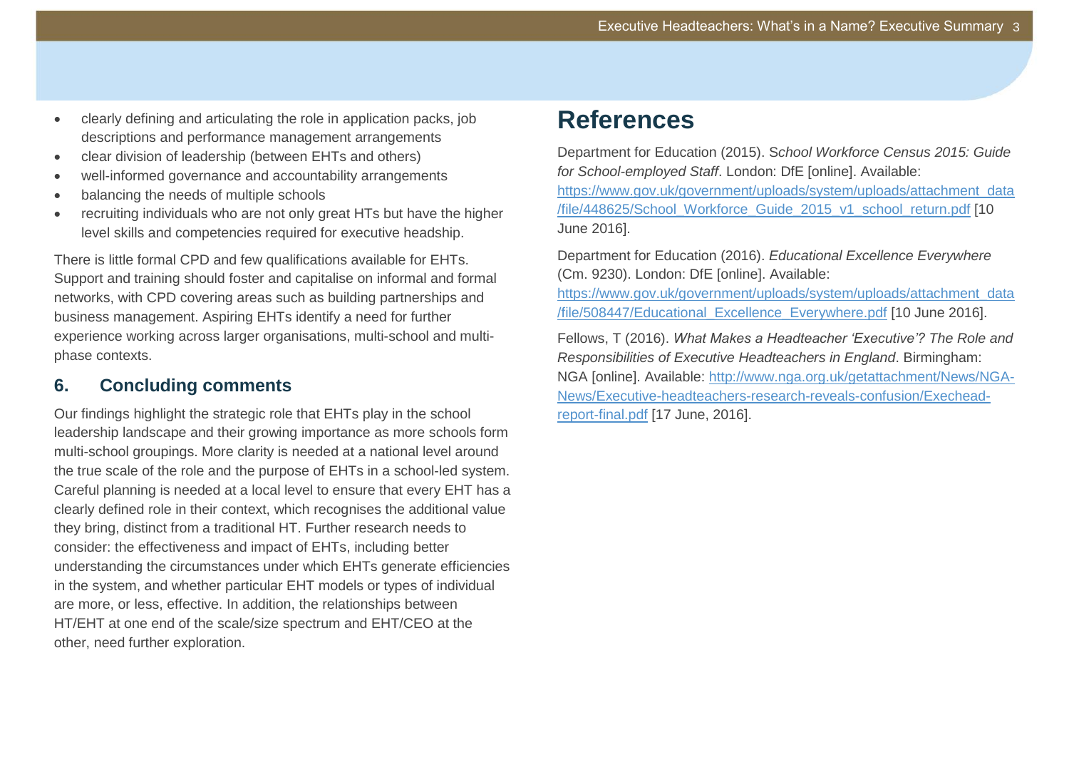- clearly defining and articulating the role in application packs, job descriptions and performance management arrangements
- clear division of leadership (between EHTs and others)
- well-informed governance and accountability arrangements
- balancing the needs of multiple schools
- recruiting individuals who are not only great HTs but have the higher level skills and competencies required for executive headship.

There is little formal CPD and few qualifications available for EHTs. Support and training should foster and capitalise on informal and formal networks, with CPD covering areas such as building partnerships and business management. Aspiring EHTs identify a need for further experience working across larger organisations, multi-school and multi-phase contexts.

## 6. Concluding comments

Our findings highlight the strategic role that EHTs play in the school leadership landscape and their growing importance as more schools form multi-school groupings. More clarity is needed at a national level around the true scale of the role and the purpose of EHTs in a school-led system. Careful planning is needed at a local level to ensure that every EHT has a clearly defined role in their context, which recognises the additional value they bring, distinct from a traditional HT. Further research needs to consider: the effectiveness and impact of EHTs, including better understanding the circumstances under which EHTs generate efficiencies in the system, and whether particular EHT models or types of individual are more, or less, effective. In addition, the relationships between HT/EHT at one end of the scale/size spectrum and EHT/CEO at the other, need further exploration.

# References

Department for Education (2015). S*chool Workforce Census 2015: Guide for School-employed Staff*. London: DfE [online]. Available: https://www.gov.uk/government/uploads/system/uploads/attachment_data/file/448625/School_Workforce_Guide_2015_v1_school_return.pdf [10 June 2016].

Department for Education (2016). *Educational Excellence Everywhere* (Cm. 9230). London: DfE [online]. Available: https://www.gov.uk/government/uploads/system/uploads/attachment_data/file/508447/Educational_Excellence_Everywhere.pdf [10 June 2016].

Fellows, T (2016). *What Makes a Headteacher 'Executive'? The Role and Responsibilities of Executive Headteachers in England*. Birmingham: NGA [online]. Available: http://www.nga.org.uk/getattachment/News/NGA-News/Executive-headteachers-research-reveals-confusion/Exechead-report-final.pdf [17 June, 2016].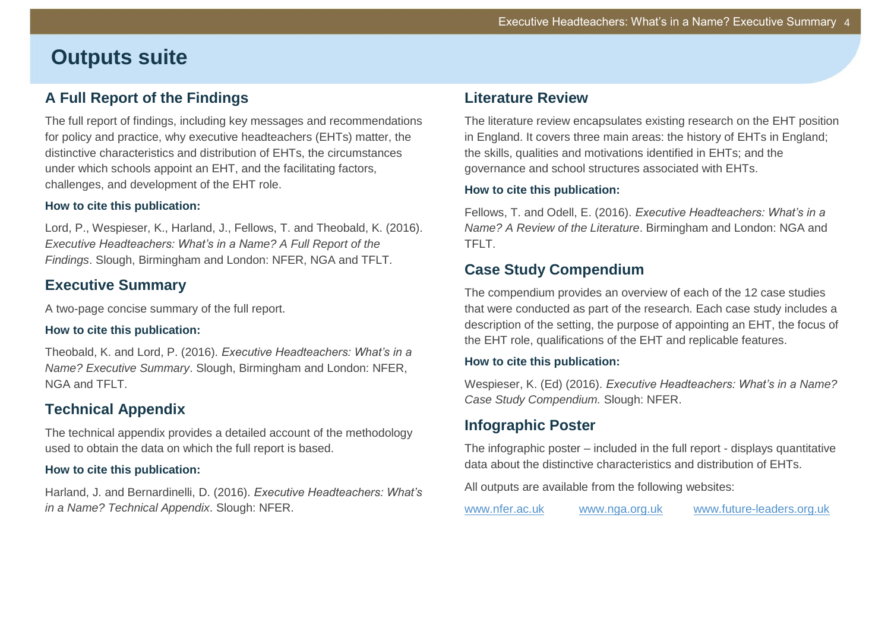# Outputs suite

## A Full Report of the Findings

The full report of findings, including key messages and recommendations for policy and practice, why executive headteachers (EHTs) matter, the distinctive characteristics and distribution of EHTs, the circumstances under which schools appoint an EHT, and the facilitating factors, challenges, and development of the EHT role.

**How to cite this publication:**

Lord, P., Wespieser, K., Harland, J., Fellows, T. and Theobald, K. (2016). *Executive Headteachers: What's in a Name? A Full Report of the Findings*. Slough, Birmingham and London: NFER, NGA and TFLT.

## Executive Summary

A two-page concise summary of the full report.

**How to cite this publication:**

Theobald, K. and Lord, P. (2016). *Executive Headteachers: What's in a Name? Executive Summary*. Slough, Birmingham and London: NFER, NGA and TFLT.

## Technical Appendix

The technical appendix provides a detailed account of the methodology used to obtain the data on which the full report is based.

**How to cite this publication:**

Harland, J. and Bernardinelli, D. (2016). *Executive Headteachers: What's in a Name? Technical Appendix*. Slough: NFER.

## Literature Review

The literature review encapsulates existing research on the EHT position in England. It covers three main areas: the history of EHTs in England; the skills, qualities and motivations identified in EHTs; and the governance and school structures associated with EHTs.

**How to cite this publication:**

Fellows, T. and Odell, E. (2016). *Executive Headteachers: What's in a Name? A Review of the Literature*. Birmingham and London: NGA and TFLT.

## Case Study Compendium

The compendium provides an overview of each of the 12 case studies that were conducted as part of the research. Each case study includes a description of the setting, the purpose of appointing an EHT, the focus of the EHT role, qualifications of the EHT and replicable features.

**How to cite this publication:**

Wespieser, K. (Ed) (2016). *Executive Headteachers: What's in a Name? Case Study Compendium.* Slough: NFER.

## Infographic Poster

The infographic poster – included in the full report - displays quantitative data about the distinctive characteristics and distribution of EHTs.

All outputs are available from the following websites:

www.nfer.ac.uk www.nga.org.uk www.future-leaders.org.uk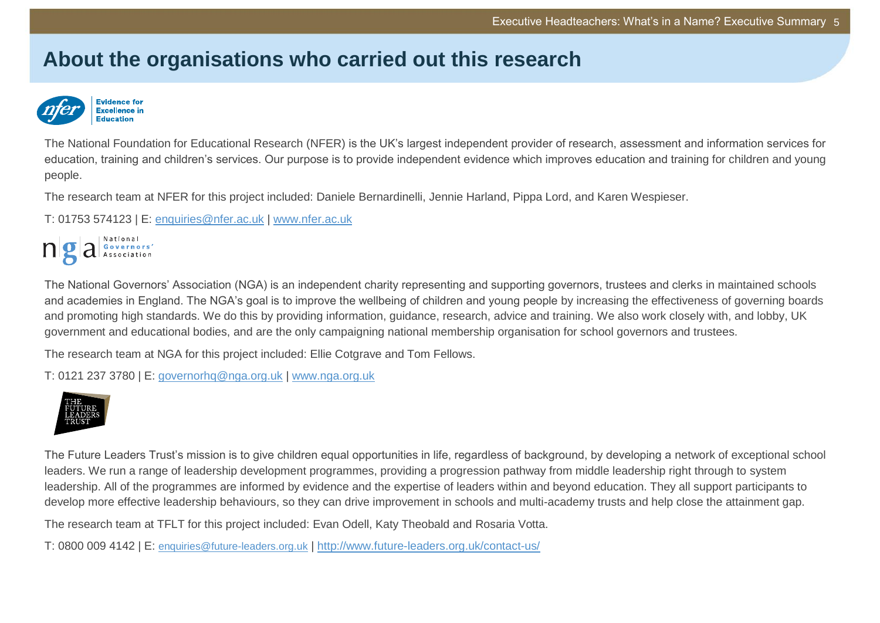# About the organisations who carried out this research

The National Foundation for Educational Research (NFER) is the UK's largest independent provider of research, assessment and information services for education, training and children's services. Our purpose is to provide independent evidence which improves education and training for children and young people.

The research team at NFER for this project included: Daniele Bernardinelli, Jennie Harland, Pippa Lord, and Karen Wespieser.

T: 01753 574123 | E: enquiries@nfer.ac.uk | www.nfer.ac.uk

The National Governors' Association (NGA) is an independent charity representing and supporting governors, trustees and clerks in maintained schools and academies in England. The NGA's goal is to improve the wellbeing of children and young people by increasing the effectiveness of governing boards and promoting high standards. We do this by providing information, guidance, research, advice and training. We also work closely with, and lobby, UK government and educational bodies, and are the only campaigning national membership organisation for school governors and trustees.

The research team at NGA for this project included: Ellie Cotgrave and Tom Fellows.

T: 0121 237 3780 | E: governorhq@nga.org.uk | www.nga.org.uk

The Future Leaders Trust's mission is to give children equal opportunities in life, regardless of background, by developing a network of exceptional school leaders. We run a range of leadership development programmes, providing a progression pathway from middle leadership right through to system leadership. All of the programmes are informed by evidence and the expertise of leaders within and beyond education. They all support participants to develop more effective leadership behaviours, so they can drive improvement in schools and multi-academy trusts and help close the attainment gap.

The research team at TFLT for this project included: Evan Odell, Katy Theobald and Rosaria Votta.

T: 0800 009 4142 | E: enquiries@future-leaders.org.uk | http://www.future-leaders.org.uk/contact-us/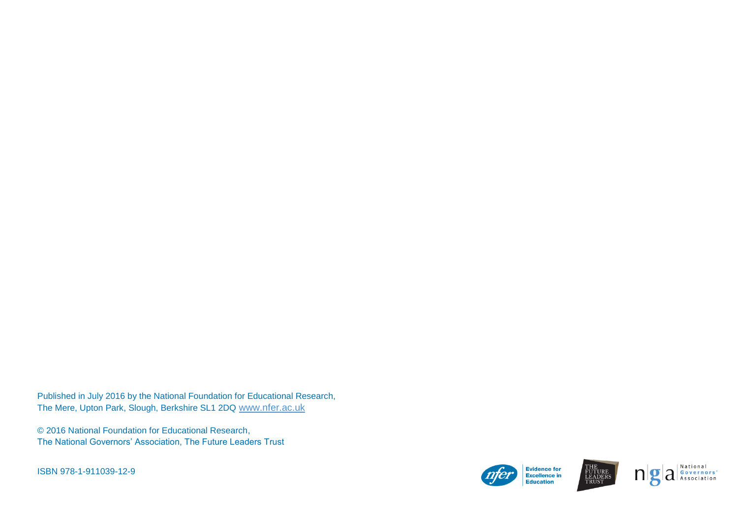Published in July 2016 by the National Foundation for Educational Research,
The Mere, Upton Park, Slough, Berkshire SL1 2DQ www.nfer.ac.uk

© 2016 National Foundation for Educational Research,
The National Governors' Association, The Future Leaders Trust

ISBN 978-1-911039-12-9